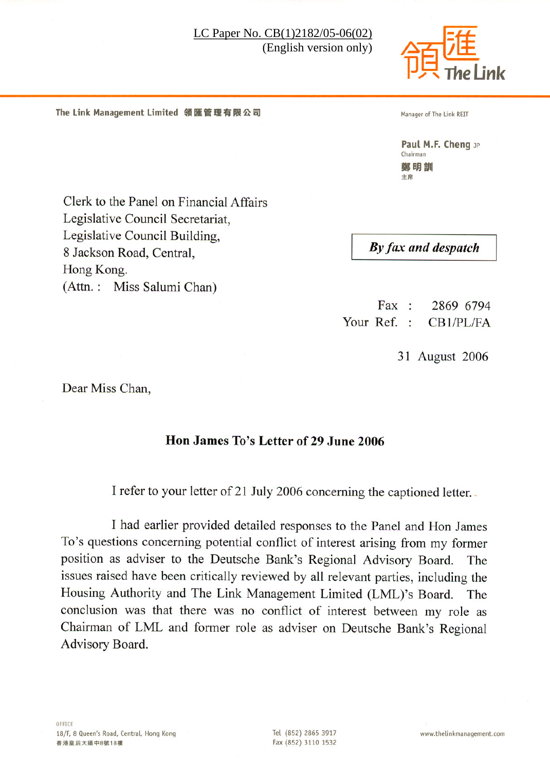LC Paper No. CB(1)2182/05-06(02)
(English version only)

領匯 The Link

The Link Management Limited 領匯管理有限公司

Manager of The Link REIT

**Paul M.F. Cheng** JP
Chairman
鄭明訓
主席

Clerk to the Panel on Financial Affairs
Legislative Council Secretariat,
Legislative Council Building,
8 Jackson Road, Central,
Hong Kong.
(Attn. : Miss Salumi Chan)

***By fax and despatch***

Fax : 2869 6794
Your Ref. : CB1/PL/FA

31 August 2006

Dear Miss Chan,

**Hon James To's Letter of 29 June 2006**

I refer to your letter of 21 July 2006 concerning the captioned letter.

I had earlier provided detailed responses to the Panel and Hon James To's questions concerning potential conflict of interest arising from my former position as adviser to the Deutsche Bank's Regional Advisory Board. The issues raised have been critically reviewed by all relevant parties, including the Housing Authority and The Link Management Limited (LML)'s Board. The conclusion was that there was no conflict of interest between my role as Chairman of LML and former role as adviser on Deutsche Bank's Regional Advisory Board.

OFFICE
18/F, 8 Queen's Road, Central, Hong Kong
香港皇后大道中8號18樓

Tel (852) 2865 3917
Fax (852) 3110 1532

www.thelinkmanagement.com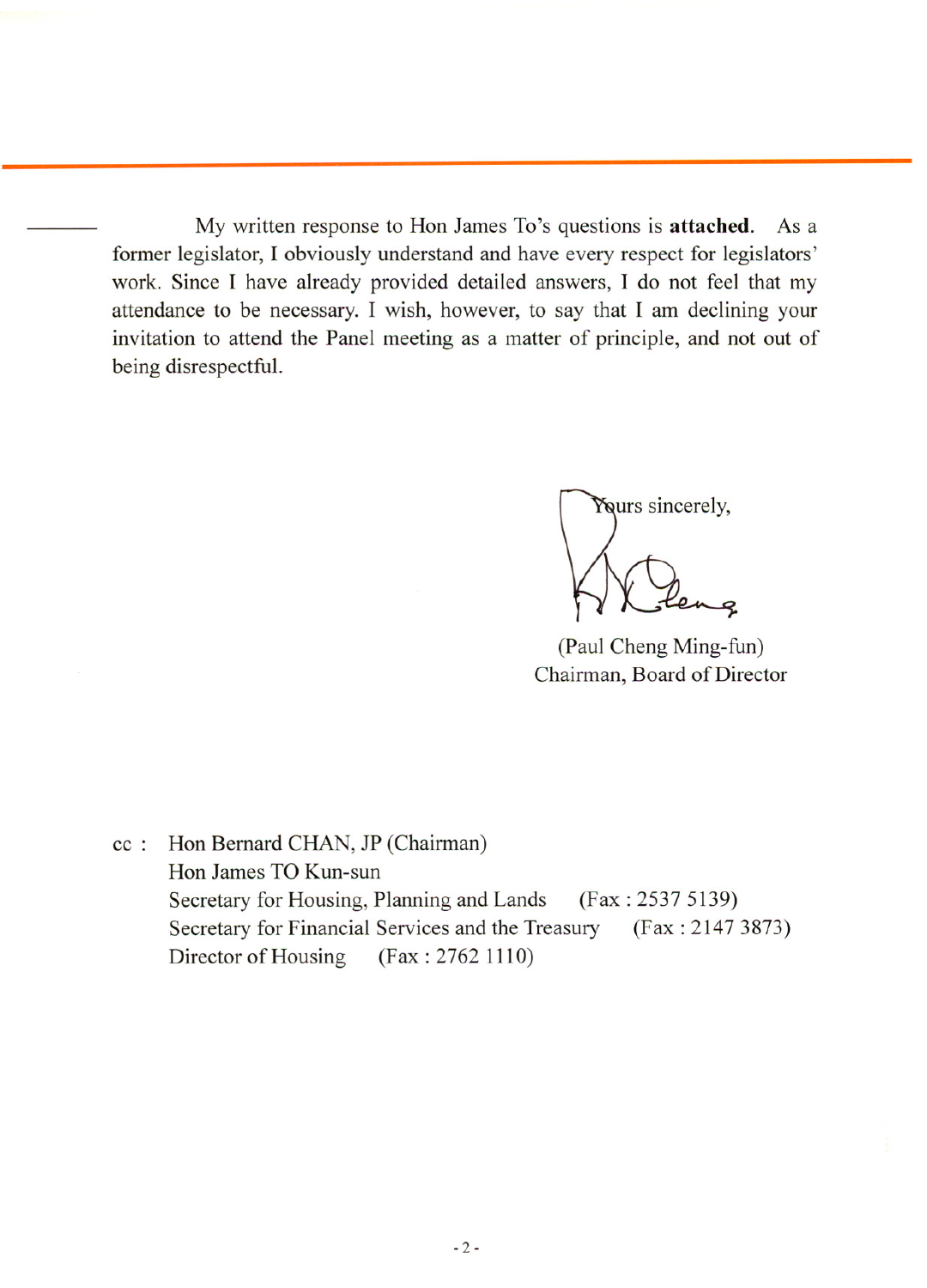My written response to Hon James To's questions is **attached**. As a former legislator, I obviously understand and have every respect for legislators' work. Since I have already provided detailed answers, I do not feel that my attendance to be necessary. I wish, however, to say that I am declining your invitation to attend the Panel meeting as a matter of principle, and not out of being disrespectful.

Yours sincerely,

(Paul Cheng Ming-fun)
Chairman, Board of Director

cc : Hon Bernard CHAN, JP (Chairman)
Hon James TO Kun-sun
Secretary for Housing, Planning and Lands (Fax : 2537 5139)
Secretary for Financial Services and the Treasury (Fax : 2147 3873)
Director of Housing (Fax : 2762 1110)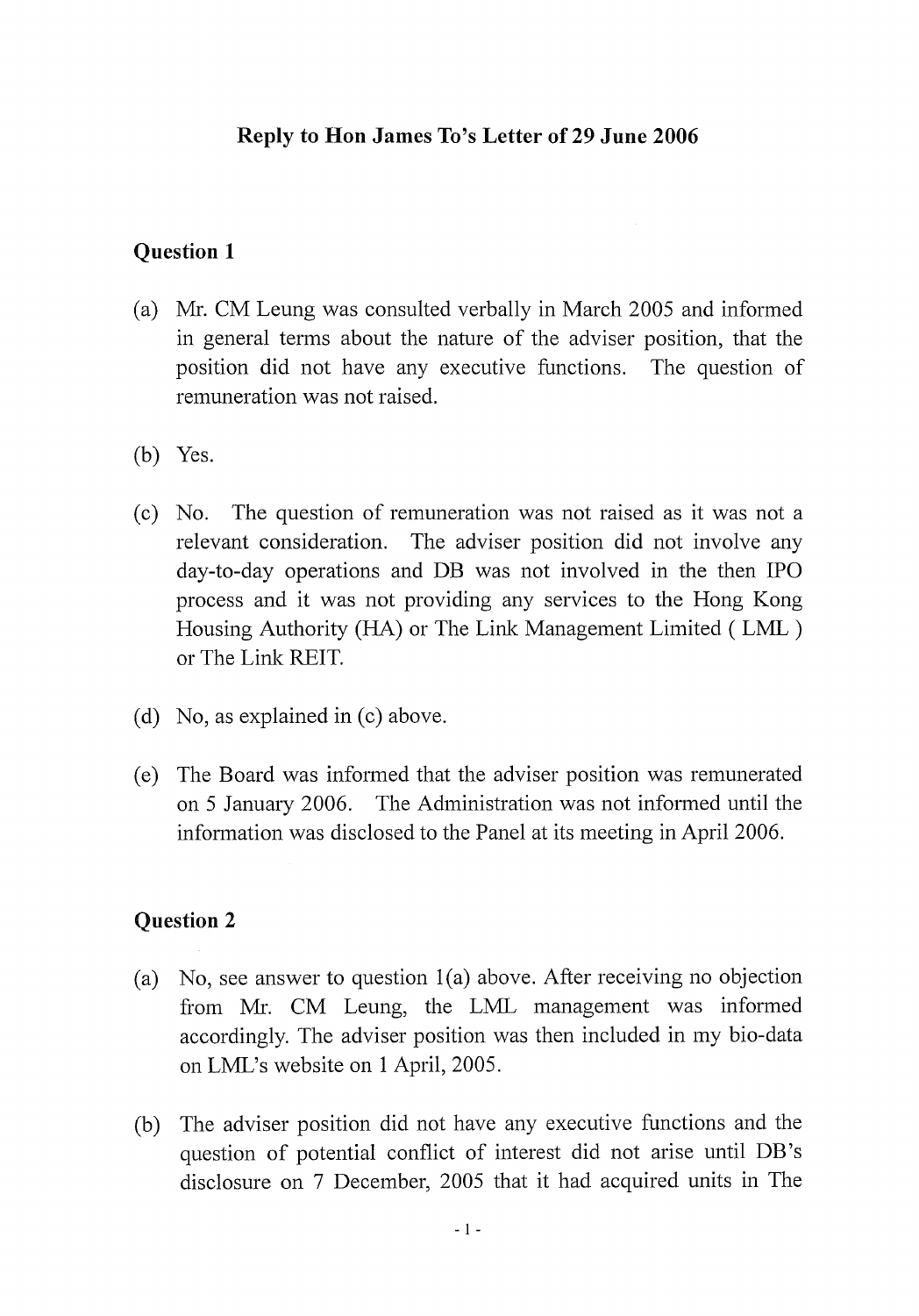**Reply to Hon James To's Letter of 29 June 2006**

**Question 1**

(a) Mr. CM Leung was consulted verbally in March 2005 and informed in general terms about the nature of the adviser position, that the position did not have any executive functions. The question of remuneration was not raised.

(b) Yes.

(c) No. The question of remuneration was not raised as it was not a relevant consideration. The adviser position did not involve any day-to-day operations and DB was not involved in the then IPO process and it was not providing any services to the Hong Kong Housing Authority (HA) or The Link Management Limited ( LML ) or The Link REIT.

(d) No, as explained in (c) above.

(e) The Board was informed that the adviser position was remunerated on 5 January 2006. The Administration was not informed until the information was disclosed to the Panel at its meeting in April 2006.

**Question 2**

(a) No, see answer to question 1(a) above. After receiving no objection from Mr. CM Leung, the LML management was informed accordingly. The adviser position was then included in my bio-data on LML's website on 1 April, 2005.

(b) The adviser position did not have any executive functions and the question of potential conflict of interest did not arise until DB's disclosure on 7 December, 2005 that it had acquired units in The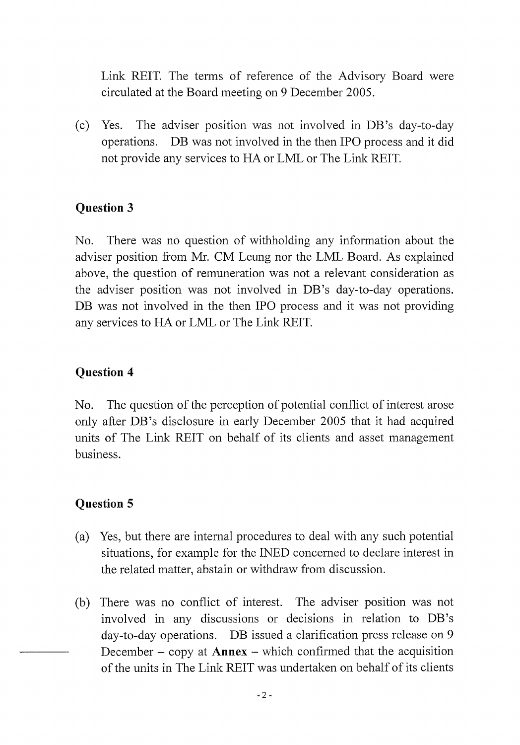Link REIT. The terms of reference of the Advisory Board were circulated at the Board meeting on 9 December 2005.

(c) Yes. The adviser position was not involved in DB's day-to-day operations. DB was not involved in the then IPO process and it did not provide any services to HA or LML or The Link REIT.

**Question 3**

No. There was no question of withholding any information about the adviser position from Mr. CM Leung nor the LML Board. As explained above, the question of remuneration was not a relevant consideration as the adviser position was not involved in DB's day-to-day operations. DB was not involved in the then IPO process and it was not providing any services to HA or LML or The Link REIT.

**Question 4**

No. The question of the perception of potential conflict of interest arose only after DB's disclosure in early December 2005 that it had acquired units of The Link REIT on behalf of its clients and asset management business.

**Question 5**

(a) Yes, but there are internal procedures to deal with any such potential situations, for example for the INED concerned to declare interest in the related matter, abstain or withdraw from discussion.

(b) There was no conflict of interest. The adviser position was not involved in any discussions or decisions in relation to DB's day-to-day operations. DB issued a clarification press release on 9 December – copy at **Annex** – which confirmed that the acquisition of the units in The Link REIT was undertaken on behalf of its clients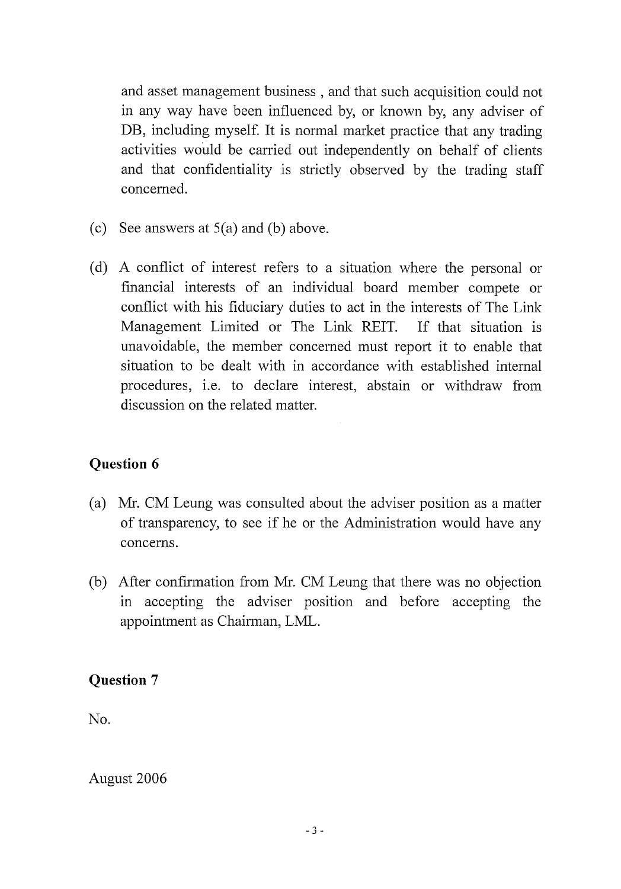and asset management business , and that such acquisition could not in any way have been influenced by, or known by, any adviser of DB, including myself. It is normal market practice that any trading activities would be carried out independently on behalf of clients and that confidentiality is strictly observed by the trading staff concerned.

(c) See answers at 5(a) and (b) above.

(d) A conflict of interest refers to a situation where the personal or financial interests of an individual board member compete or conflict with his fiduciary duties to act in the interests of The Link Management Limited or The Link REIT. If that situation is unavoidable, the member concerned must report it to enable that situation to be dealt with in accordance with established internal procedures, i.e. to declare interest, abstain or withdraw from discussion on the related matter.

**Question 6**

(a) Mr. CM Leung was consulted about the adviser position as a matter of transparency, to see if he or the Administration would have any concerns.

(b) After confirmation from Mr. CM Leung that there was no objection in accepting the adviser position and before accepting the appointment as Chairman, LML.

**Question 7**

No.

August 2006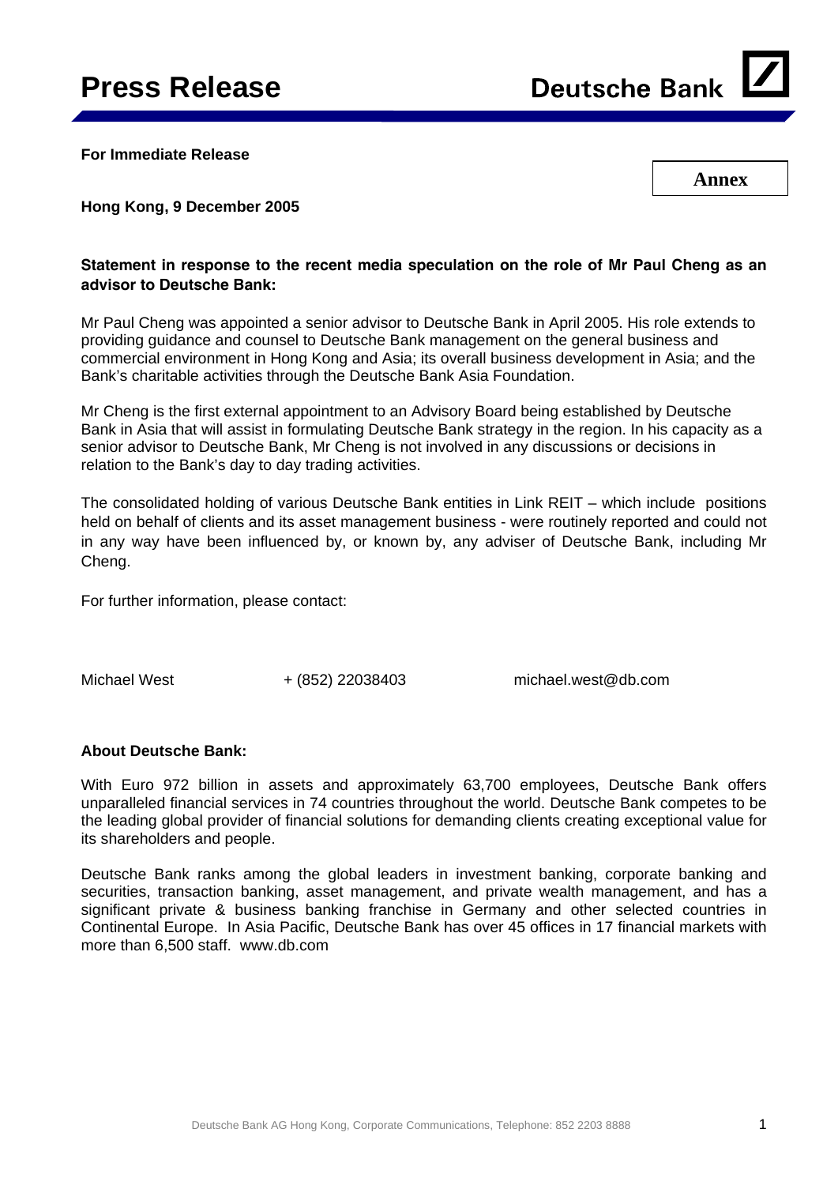# Press Release

Deutsche Bank

**For Immediate Release**

**Annex**

**Hong Kong, 9 December 2005**

**Statement in response to the recent media speculation on the role of Mr Paul Cheng as an advisor to Deutsche Bank:**

Mr Paul Cheng was appointed a senior advisor to Deutsche Bank in April 2005. His role extends to providing guidance and counsel to Deutsche Bank management on the general business and commercial environment in Hong Kong and Asia; its overall business development in Asia; and the Bank's charitable activities through the Deutsche Bank Asia Foundation.

Mr Cheng is the first external appointment to an Advisory Board being established by Deutsche Bank in Asia that will assist in formulating Deutsche Bank strategy in the region. In his capacity as a senior advisor to Deutsche Bank, Mr Cheng is not involved in any discussions or decisions in relation to the Bank's day to day trading activities.

The consolidated holding of various Deutsche Bank entities in Link REIT – which include positions held on behalf of clients and its asset management business - were routinely reported and could not in any way have been influenced by, or known by, any adviser of Deutsche Bank, including Mr Cheng.

For further information, please contact:

| | | |
|---|---|---|
| Michael West | + (852) 22038403 | michael.west@db.com |

**About Deutsche Bank:**

With Euro 972 billion in assets and approximately 63,700 employees, Deutsche Bank offers unparalleled financial services in 74 countries throughout the world. Deutsche Bank competes to be the leading global provider of financial solutions for demanding clients creating exceptional value for its shareholders and people.

Deutsche Bank ranks among the global leaders in investment banking, corporate banking and securities, transaction banking, asset management, and private wealth management, and has a significant private & business banking franchise in Germany and other selected countries in Continental Europe. In Asia Pacific, Deutsche Bank has over 45 offices in 17 financial markets with more than 6,500 staff. www.db.com

Deutsche Bank AG Hong Kong, Corporate Communications, Telephone: 852 2203 8888